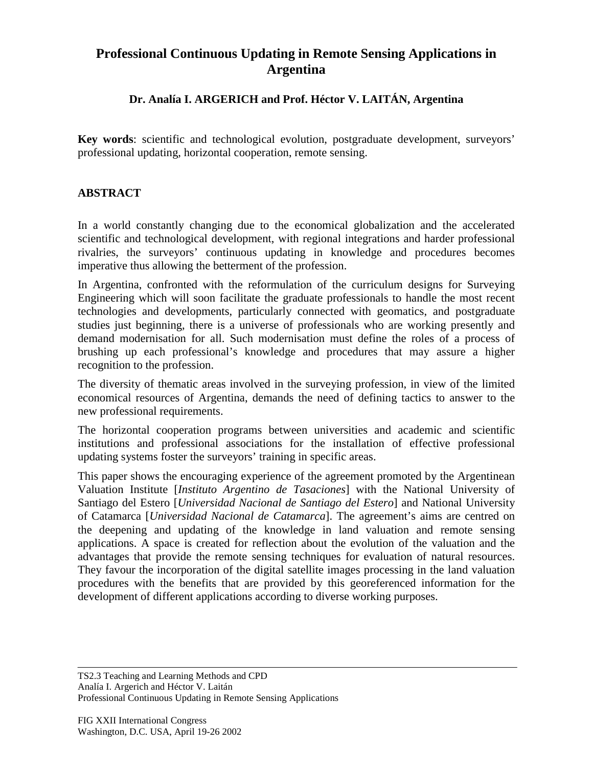# Professional Continuous Updating in Remote Sensing Applications in Argentina

**Dr. Analía I. ARGERICH and Prof. Héctor V. LAITÁN, Argentina**

**Key words**: scientific and technological evolution, postgraduate development, surveyors' professional updating, horizontal cooperation, remote sensing.

## ABSTRACT

In a world constantly changing due to the economical globalization and the accelerated scientific and technological development, with regional integrations and harder professional rivalries, the surveyors' continuous updating in knowledge and procedures becomes imperative thus allowing the betterment of the profession.

In Argentina, confronted with the reformulation of the curriculum designs for Surveying Engineering which will soon facilitate the graduate professionals to handle the most recent technologies and developments, particularly connected with geomatics, and postgraduate studies just beginning, there is a universe of professionals who are working presently and demand modernisation for all. Such modernisation must define the roles of a process of brushing up each professional's knowledge and procedures that may assure a higher recognition to the profession.

The diversity of thematic areas involved in the surveying profession, in view of the limited economical resources of Argentina, demands the need of defining tactics to answer to the new professional requirements.

The horizontal cooperation programs between universities and academic and scientific institutions and professional associations for the installation of effective professional updating systems foster the surveyors' training in specific areas.

This paper shows the encouraging experience of the agreement promoted by the Argentinean Valuation Institute [*Instituto Argentino de Tasaciones*] with the National University of Santiago del Estero [*Universidad Nacional de Santiago del Estero*] and National University of Catamarca [*Universidad Nacional de Catamarca*]. The agreement's aims are centred on the deepening and updating of the knowledge in land valuation and remote sensing applications. A space is created for reflection about the evolution of the valuation and the advantages that provide the remote sensing techniques for evaluation of natural resources. They favour the incorporation of the digital satellite images processing in the land valuation procedures with the benefits that are provided by this georeferenced information for the development of different applications according to diverse working purposes.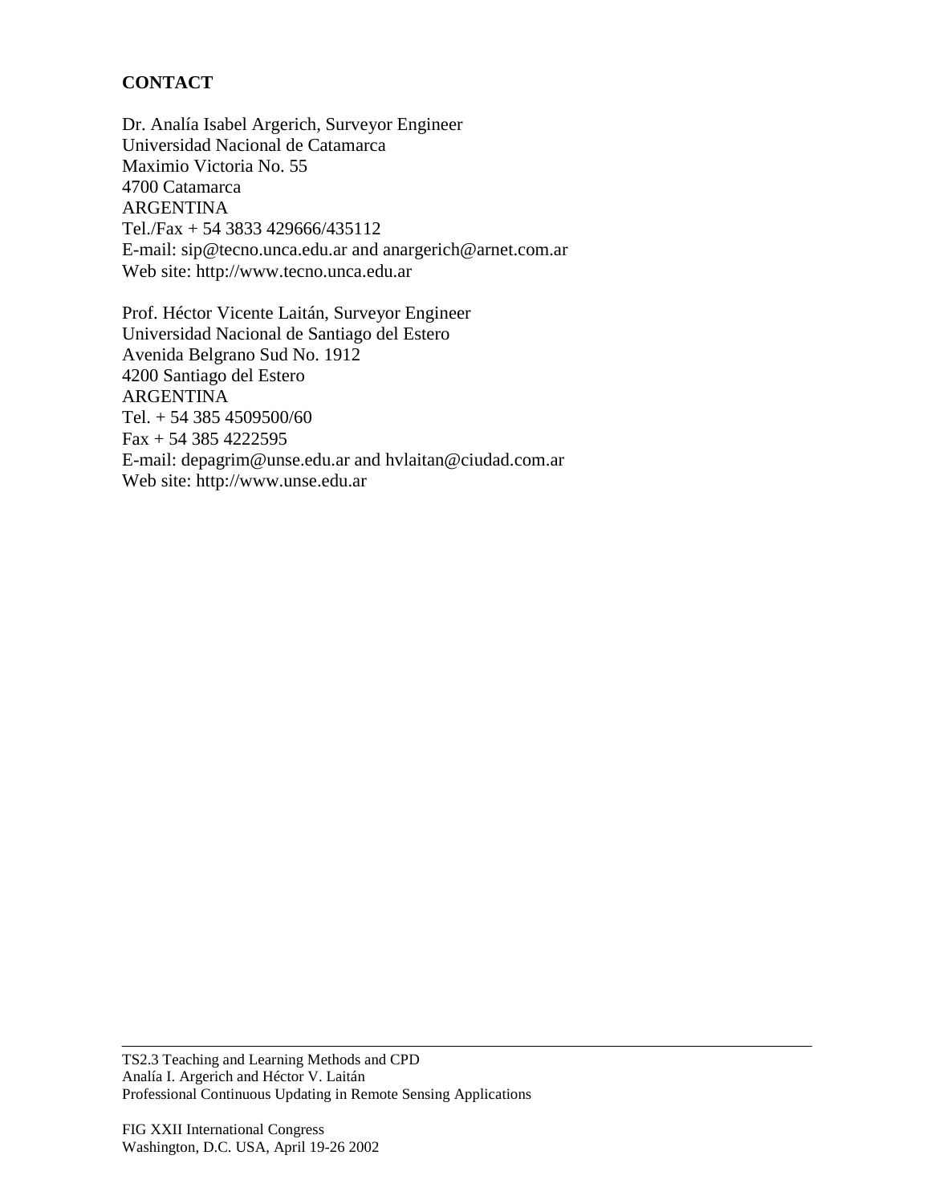## CONTACT

Dr. Analía Isabel Argerich, Surveyor Engineer
Universidad Nacional de Catamarca
Maximio Victoria No. 55
4700 Catamarca
ARGENTINA
Tel./Fax + 54 3833 429666/435112
E-mail: sip@tecno.unca.edu.ar and anargerich@arnet.com.ar
Web site: http://www.tecno.unca.edu.ar

Prof. Héctor Vicente Laitán, Surveyor Engineer
Universidad Nacional de Santiago del Estero
Avenida Belgrano Sud No. 1912
4200 Santiago del Estero
ARGENTINA
Tel. + 54 385 4509500/60
Fax + 54 385 4222595
E-mail: depagrim@unse.edu.ar and hvlaitan@ciudad.com.ar
Web site: http://www.unse.edu.ar